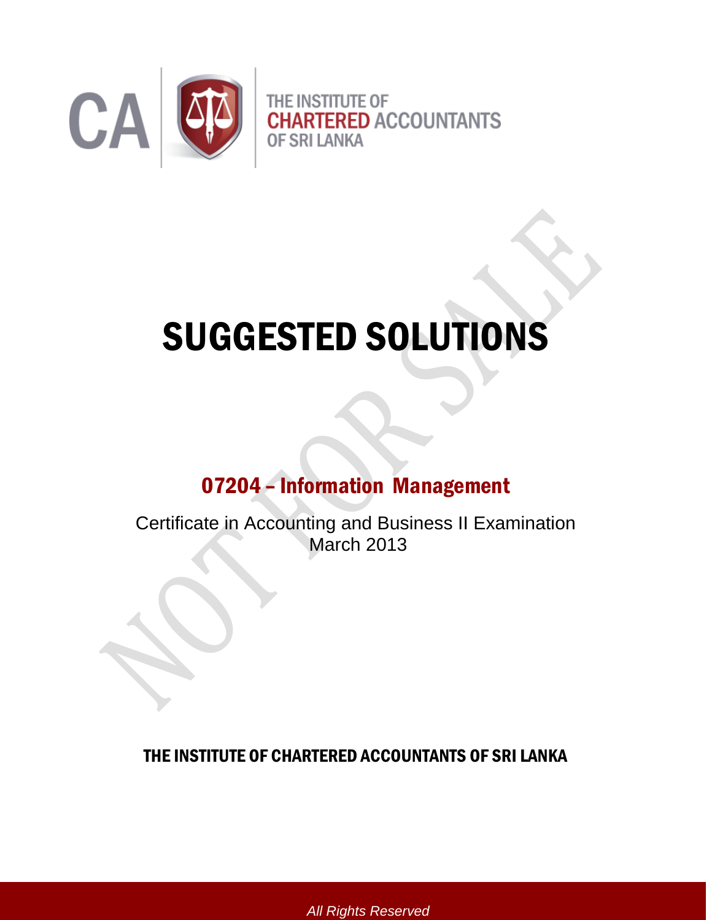THE INSTITUTE OF
CHARTERED ACCOUNTANTS
OF SRI LANKA

# SUGGESTED SOLUTIONS

## 07204 – Information Management

Certificate in Accounting and Business II Examination
March 2013

**THE INSTITUTE OF CHARTERED ACCOUNTANTS OF SRI LANKA**

*All Rights Reserved*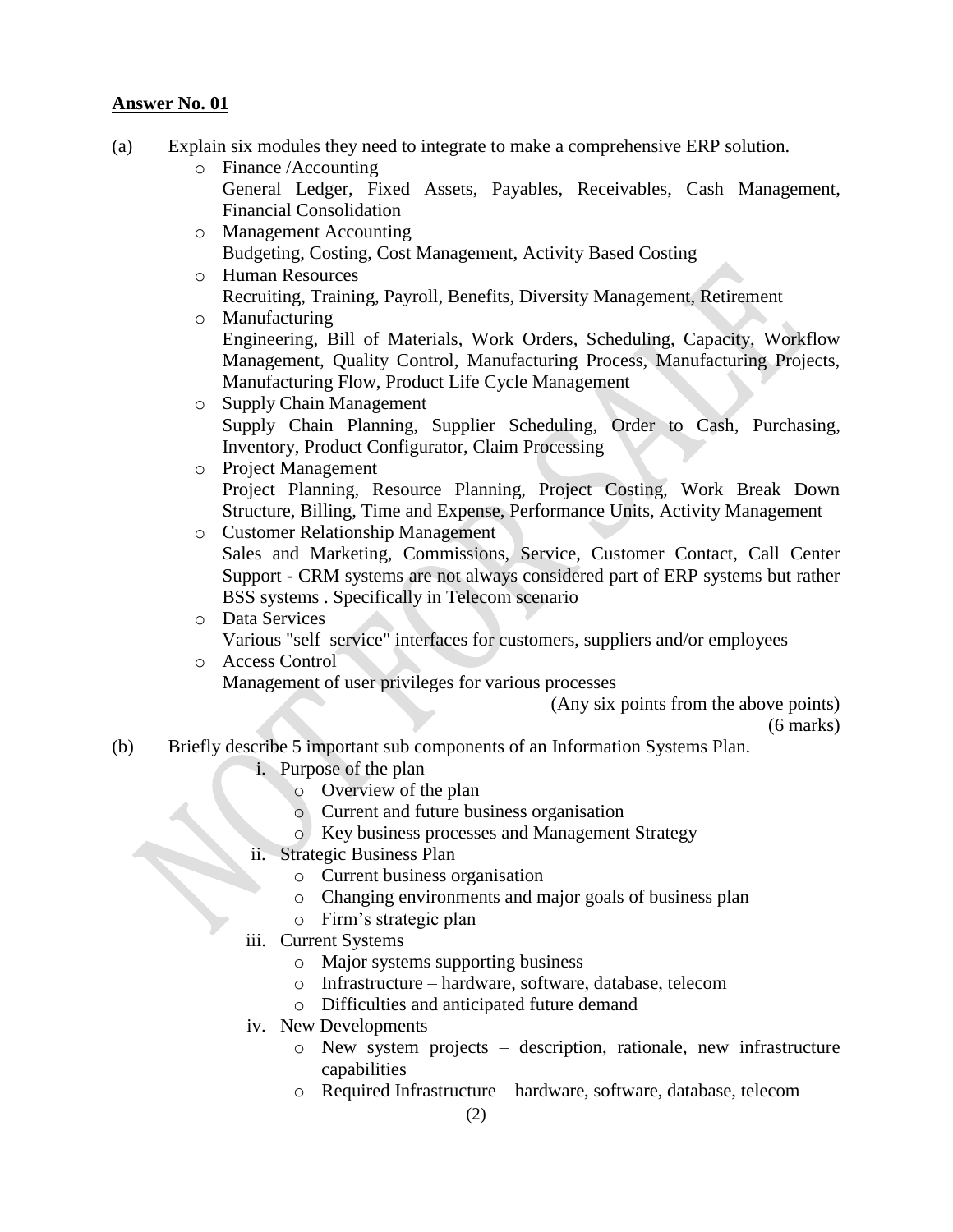**Answer No. 01**

(a) Explain six modules they need to integrate to make a comprehensive ERP solution.

- Finance /Accounting
  General Ledger, Fixed Assets, Payables, Receivables, Cash Management, Financial Consolidation
- Management Accounting
  Budgeting, Costing, Cost Management, Activity Based Costing
- Human Resources
  Recruiting, Training, Payroll, Benefits, Diversity Management, Retirement
- Manufacturing
  Engineering, Bill of Materials, Work Orders, Scheduling, Capacity, Workflow Management, Quality Control, Manufacturing Process, Manufacturing Projects, Manufacturing Flow, Product Life Cycle Management
- Supply Chain Management
  Supply Chain Planning, Supplier Scheduling, Order to Cash, Purchasing, Inventory, Product Configurator, Claim Processing
- Project Management
  Project Planning, Resource Planning, Project Costing, Work Break Down Structure, Billing, Time and Expense, Performance Units, Activity Management
- Customer Relationship Management
  Sales and Marketing, Commissions, Service, Customer Contact, Call Center Support - CRM systems are not always considered part of ERP systems but rather BSS systems . Specifically in Telecom scenario
- Data Services
  Various "self–service" interfaces for customers, suppliers and/or employees
- Access Control
  Management of user privileges for various processes

(Any six points from the above points)
(6 marks)

(b) Briefly describe 5 important sub components of an Information Systems Plan.

i. Purpose of the plan
   - Overview of the plan
   - Current and future business organisation
   - Key business processes and Management Strategy

ii. Strategic Business Plan
   - Current business organisation
   - Changing environments and major goals of business plan
   - Firm's strategic plan

iii. Current Systems
   - Major systems supporting business
   - Infrastructure – hardware, software, database, telecom
   - Difficulties and anticipated future demand

iv. New Developments
   - New system projects – description, rationale, new infrastructure capabilities
   - Required Infrastructure – hardware, software, database, telecom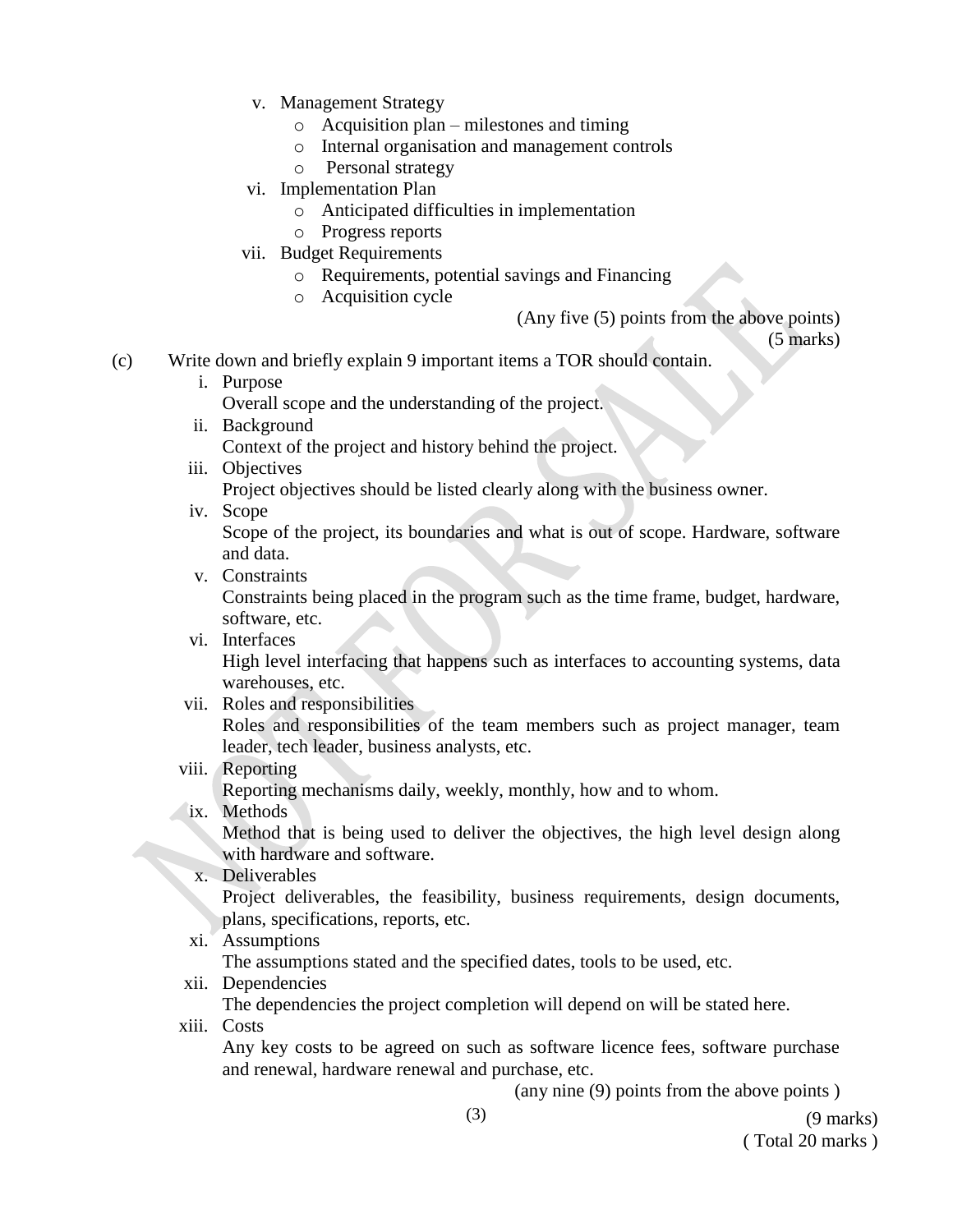v. Management Strategy
   - Acquisition plan – milestones and timing
   - Internal organisation and management controls
   - Personal strategy

vi. Implementation Plan
   - Anticipated difficulties in implementation
   - Progress reports

vii. Budget Requirements
   - Requirements, potential savings and Financing
   - Acquisition cycle

(Any five (5) points from the above points)
(5 marks)

(c) Write down and briefly explain 9 important items a TOR should contain.

i. Purpose
   Overall scope and the understanding of the project.

ii. Background
   Context of the project and history behind the project.

iii. Objectives
   Project objectives should be listed clearly along with the business owner.

iv. Scope
   Scope of the project, its boundaries and what is out of scope. Hardware, software and data.

v. Constraints
   Constraints being placed in the program such as the time frame, budget, hardware, software, etc.

vi. Interfaces
   High level interfacing that happens such as interfaces to accounting systems, data warehouses, etc.

vii. Roles and responsibilities
   Roles and responsibilities of the team members such as project manager, team leader, tech leader, business analysts, etc.

viii. Reporting
   Reporting mechanisms daily, weekly, monthly, how and to whom.

ix. Methods
   Method that is being used to deliver the objectives, the high level design along with hardware and software.

x. Deliverables
   Project deliverables, the feasibility, business requirements, design documents, plans, specifications, reports, etc.

xi. Assumptions
   The assumptions stated and the specified dates, tools to be used, etc.

xii. Dependencies
   The dependencies the project completion will depend on will be stated here.

xiii. Costs
   Any key costs to be agreed on such as software licence fees, software purchase and renewal, hardware renewal and purchase, etc.

(any nine (9) points from the above points )
(9 marks)
( Total 20 marks )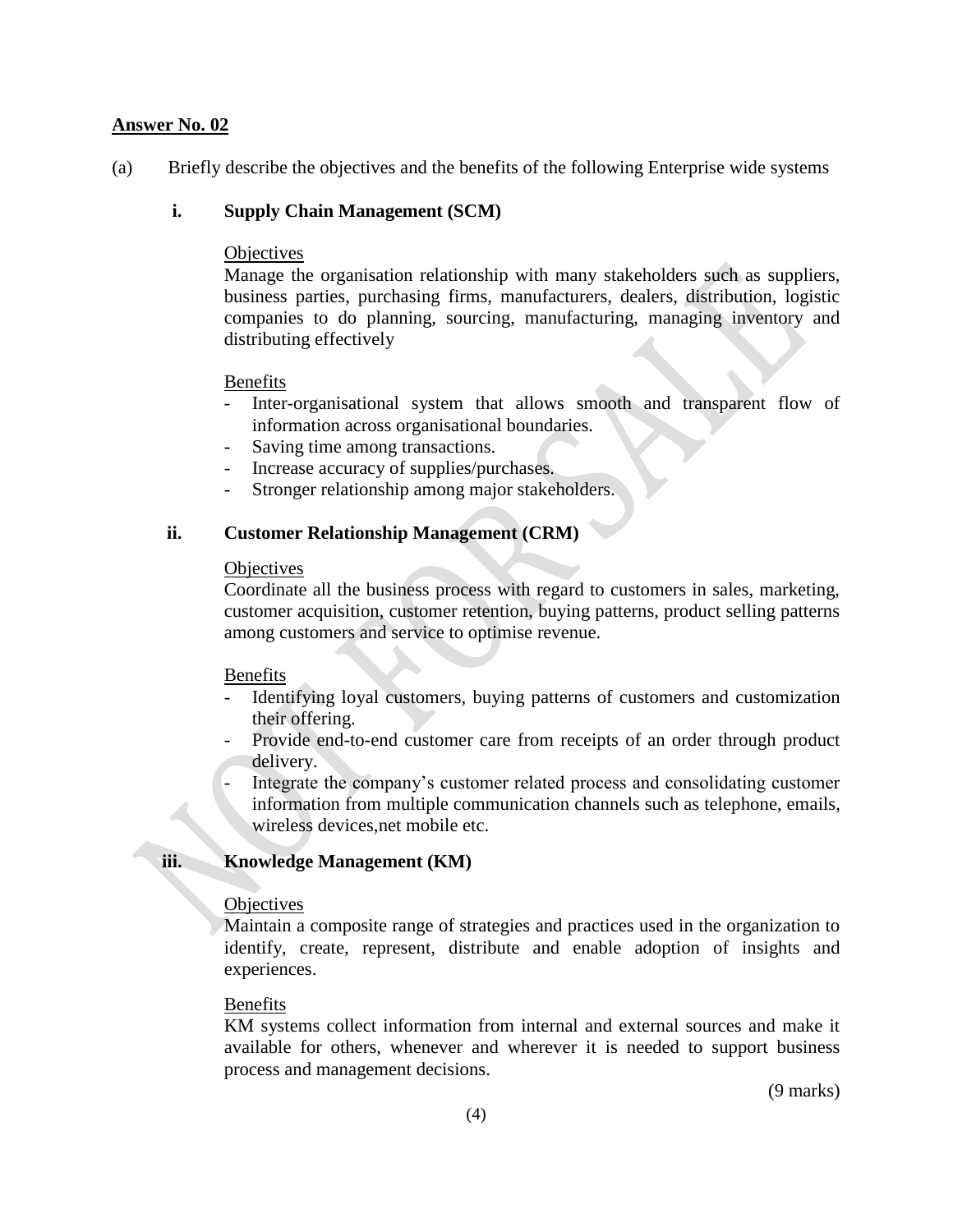**Answer No. 02**

(a) Briefly describe the objectives and the benefits of the following Enterprise wide systems

**i. Supply Chain Management (SCM)**

Objectives

Manage the organisation relationship with many stakeholders such as suppliers, business parties, purchasing firms, manufacturers, dealers, distribution, logistic companies to do planning, sourcing, manufacturing, managing inventory and distributing effectively

Benefits

- Inter-organisational system that allows smooth and transparent flow of information across organisational boundaries.
- Saving time among transactions.
- Increase accuracy of supplies/purchases.
- Stronger relationship among major stakeholders.

**ii. Customer Relationship Management (CRM)**

Objectives

Coordinate all the business process with regard to customers in sales, marketing, customer acquisition, customer retention, buying patterns, product selling patterns among customers and service to optimise revenue.

Benefits

- Identifying loyal customers, buying patterns of customers and customization their offering.
- Provide end-to-end customer care from receipts of an order through product delivery.
- Integrate the company's customer related process and consolidating customer information from multiple communication channels such as telephone, emails, wireless devices,net mobile etc.

**iii. Knowledge Management (KM)**

Objectives

Maintain a composite range of strategies and practices used in the organization to identify, create, represent, distribute and enable adoption of insights and experiences.

Benefits

KM systems collect information from internal and external sources and make it available for others, whenever and wherever it is needed to support business process and management decisions.

(9 marks)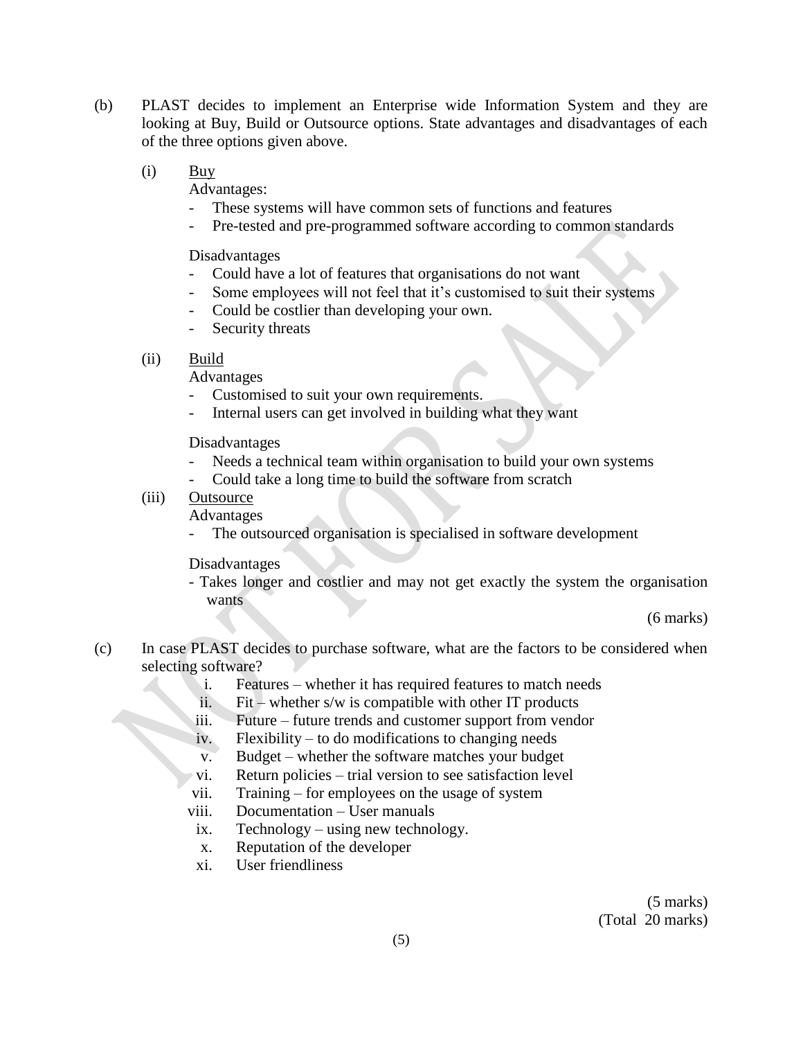(b) PLAST decides to implement an Enterprise wide Information System and they are looking at Buy, Build or Outsource options. State advantages and disadvantages of each of the three options given above.

(i) <u>Buy</u>

Advantages:

- These systems will have common sets of functions and features
- Pre-tested and pre-programmed software according to common standards

Disadvantages

- Could have a lot of features that organisations do not want
- Some employees will not feel that it's customised to suit their systems
- Could be costlier than developing your own.
- Security threats

(ii) <u>Build</u>

Advantages

- Customised to suit your own requirements.
- Internal users can get involved in building what they want

Disadvantages

- Needs a technical team within organisation to build your own systems
- Could take a long time to build the software from scratch

(iii) <u>Outsource</u>

Advantages

- The outsourced organisation is specialised in software development

Disadvantages

- Takes longer and costlier and may not get exactly the system the organisation wants

(6 marks)

(c) In case PLAST decides to purchase software, what are the factors to be considered when selecting software?

i. Features – whether it has required features to match needs
ii. Fit – whether s/w is compatible with other IT products
iii. Future – future trends and customer support from vendor
iv. Flexibility – to do modifications to changing needs
v. Budget – whether the software matches your budget
vi. Return policies – trial version to see satisfaction level
vii. Training – for employees on the usage of system
viii. Documentation – User manuals
ix. Technology – using new technology.
x. Reputation of the developer
xi. User friendliness

(5 marks)
(Total 20 marks)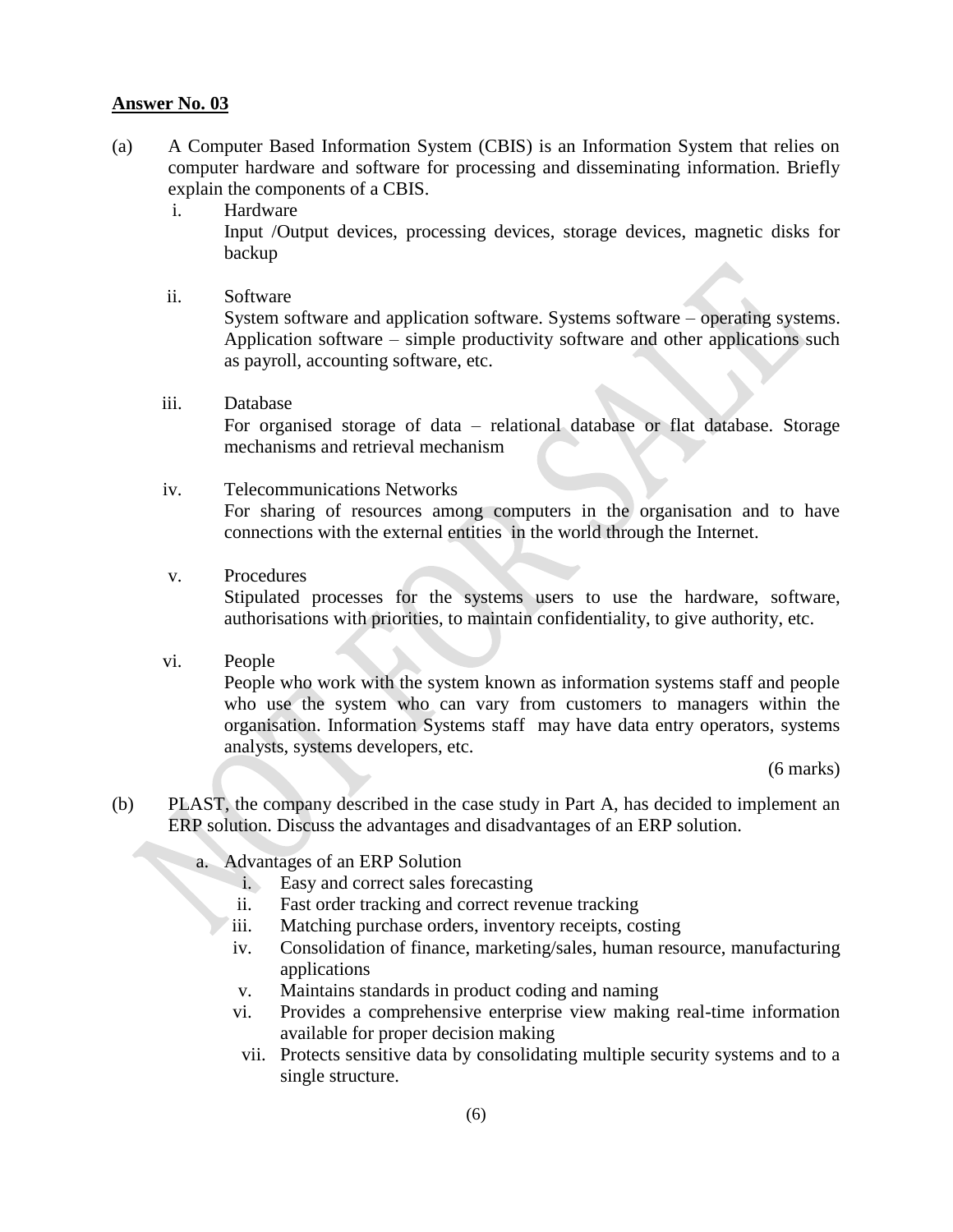**Answer No. 03**

(a) A Computer Based Information System (CBIS) is an Information System that relies on computer hardware and software for processing and disseminating information. Briefly explain the components of a CBIS.

i. Hardware
   Input /Output devices, processing devices, storage devices, magnetic disks for backup

ii. Software
   System software and application software. Systems software – operating systems. Application software – simple productivity software and other applications such as payroll, accounting software, etc.

iii. Database
   For organised storage of data – relational database or flat database. Storage mechanisms and retrieval mechanism

iv. Telecommunications Networks
   For sharing of resources among computers in the organisation and to have connections with the external entities in the world through the Internet.

v. Procedures
   Stipulated processes for the systems users to use the hardware, software, authorisations with priorities, to maintain confidentiality, to give authority, etc.

vi. People
   People who work with the system known as information systems staff and people who use the system who can vary from customers to managers within the organisation. Information Systems staff may have data entry operators, systems analysts, systems developers, etc.

(6 marks)

(b) PLAST, the company described in the case study in Part A, has decided to implement an ERP solution. Discuss the advantages and disadvantages of an ERP solution.

a. Advantages of an ERP Solution
   i. Easy and correct sales forecasting
   ii. Fast order tracking and correct revenue tracking
   iii. Matching purchase orders, inventory receipts, costing
   iv. Consolidation of finance, marketing/sales, human resource, manufacturing applications
   v. Maintains standards in product coding and naming
   vi. Provides a comprehensive enterprise view making real-time information available for proper decision making
   vii. Protects sensitive data by consolidating multiple security systems and to a single structure.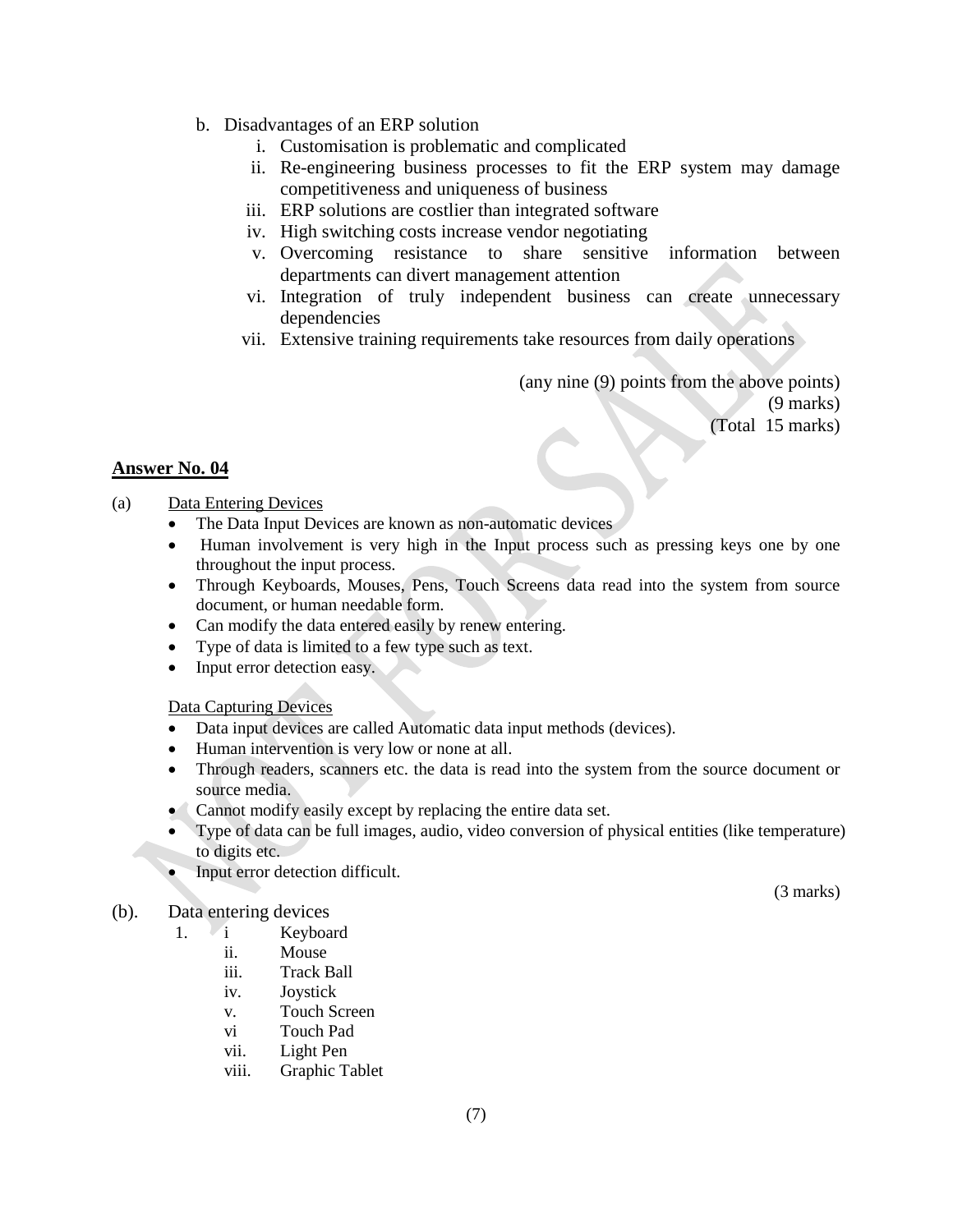b. Disadvantages of an ERP solution

   i. Customisation is problematic and complicated
   ii. Re-engineering business processes to fit the ERP system may damage competitiveness and uniqueness of business
   iii. ERP solutions are costlier than integrated software
   iv. High switching costs increase vendor negotiating
   v. Overcoming resistance to share sensitive information between departments can divert management attention
   vi. Integration of truly independent business can create unnecessary dependencies
   vii. Extensive training requirements take resources from daily operations

(any nine (9) points from the above points)
(9 marks)
(Total 15 marks)

## Answer No. 04

(a) Data Entering Devices

- The Data Input Devices are known as non-automatic devices
- Human involvement is very high in the Input process such as pressing keys one by one throughout the input process.
- Through Keyboards, Mouses, Pens, Touch Screens data read into the system from source document, or human needable form.
- Can modify the data entered easily by renew entering.
- Type of data is limited to a few type such as text.
- Input error detection easy.

Data Capturing Devices

- Data input devices are called Automatic data input methods (devices).
- Human intervention is very low or none at all.
- Through readers, scanners etc. the data is read into the system from the source document or source media.
- Cannot modify easily except by replacing the entire data set.
- Type of data can be full images, audio, video conversion of physical entities (like temperature) to digits etc.
- Input error detection difficult.

(3 marks)

(b). Data entering devices

1. i Keyboard
   ii. Mouse
   iii. Track Ball
   iv. Joystick
   v. Touch Screen
   vi Touch Pad
   vii. Light Pen
   viii. Graphic Tablet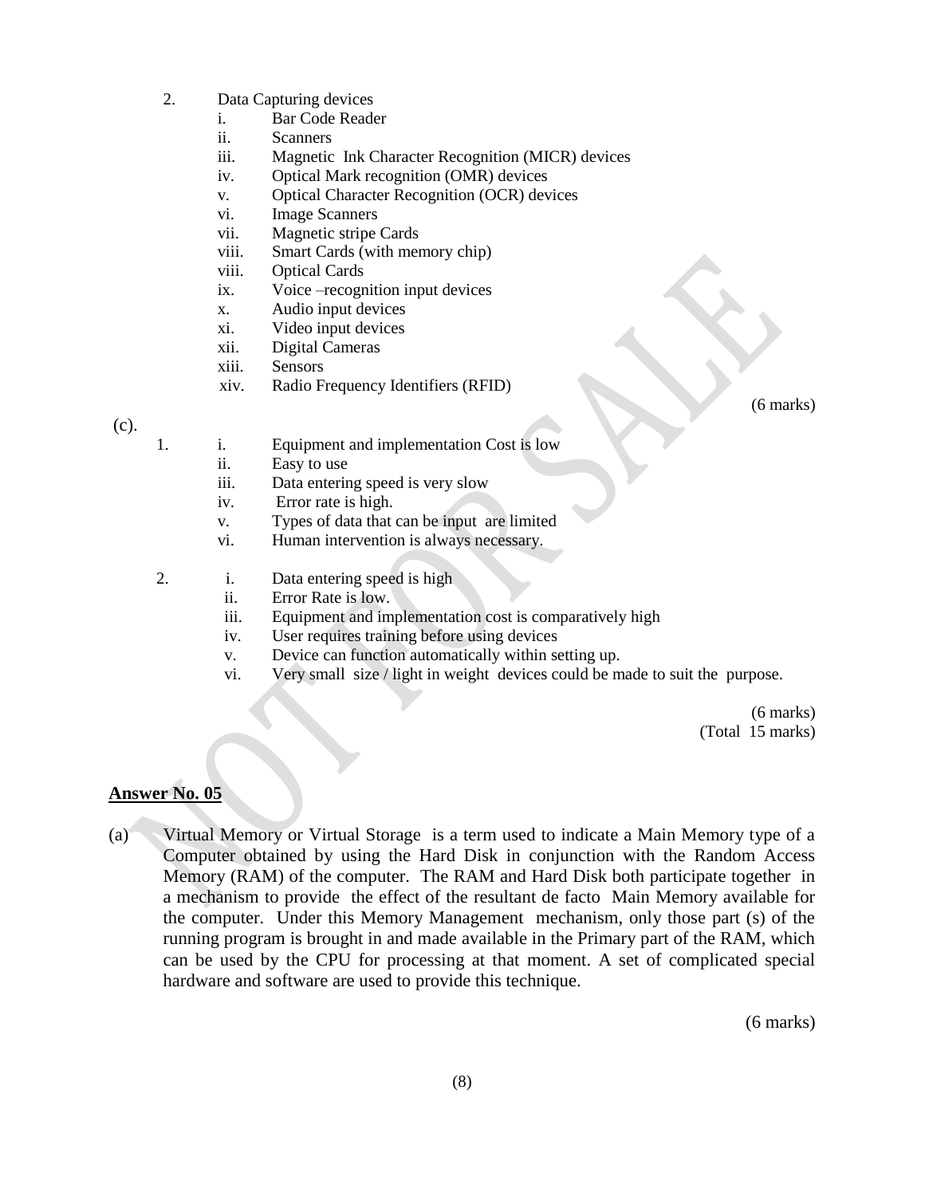2. Data Capturing devices
   - i. Bar Code Reader
   - ii. Scanners
   - iii. Magnetic Ink Character Recognition (MICR) devices
   - iv. Optical Mark recognition (OMR) devices
   - v. Optical Character Recognition (OCR) devices
   - vi. Image Scanners
   - vii. Magnetic stripe Cards
   - viii. Smart Cards (with memory chip)
   - viii. Optical Cards
   - ix. Voice –recognition input devices
   - x. Audio input devices
   - xi. Video input devices
   - xii. Digital Cameras
   - xiii. Sensors
   - xiv. Radio Frequency Identifiers (RFID)

(6 marks)

(c).

1.
   - i. Equipment and implementation Cost is low
   - ii. Easy to use
   - iii. Data entering speed is very slow
   - iv. Error rate is high.
   - v. Types of data that can be input are limited
   - vi. Human intervention is always necessary.

2.
   - i. Data entering speed is high
   - ii. Error Rate is low.
   - iii. Equipment and implementation cost is comparatively high
   - iv. User requires training before using devices
   - v. Device can function automatically within setting up.
   - vi. Very small size / light in weight devices could be made to suit the purpose.

(6 marks)
(Total 15 marks)

## Answer No. 05

(a) Virtual Memory or Virtual Storage is a term used to indicate a Main Memory type of a Computer obtained by using the Hard Disk in conjunction with the Random Access Memory (RAM) of the computer. The RAM and Hard Disk both participate together in a mechanism to provide the effect of the resultant de facto Main Memory available for the computer. Under this Memory Management mechanism, only those part (s) of the running program is brought in and made available in the Primary part of the RAM, which can be used by the CPU for processing at that moment. A set of complicated special hardware and software are used to provide this technique.

(6 marks)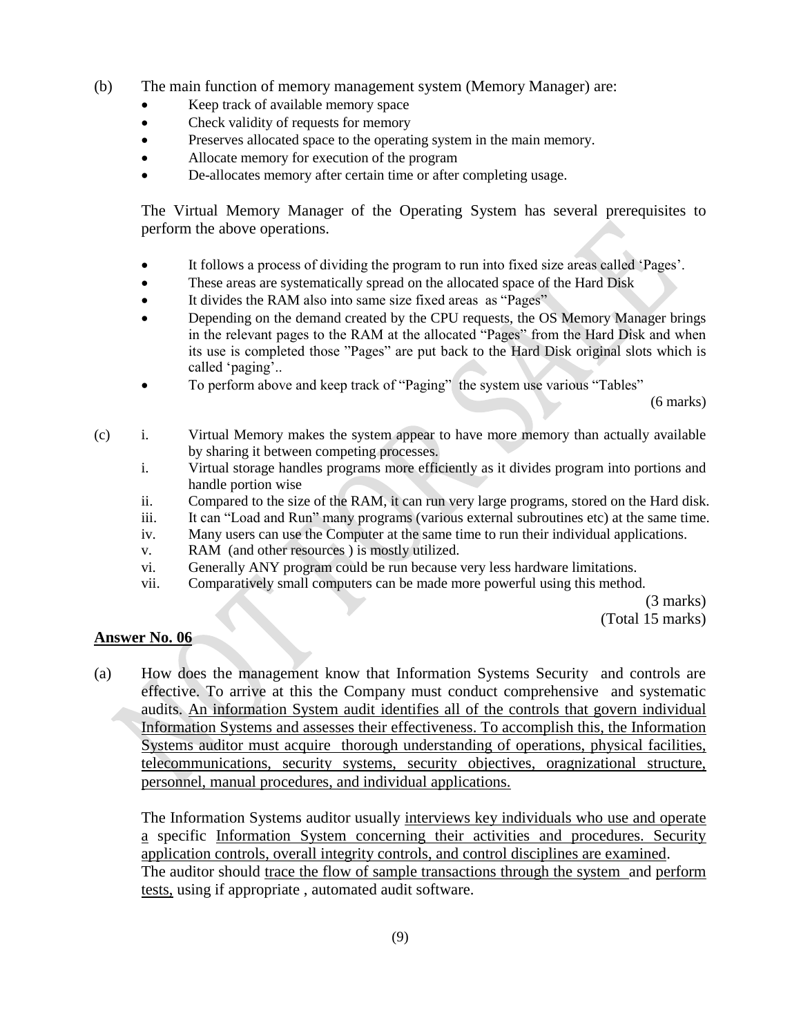(b) The main function of memory management system (Memory Manager) are:

- Keep track of available memory space
- Check validity of requests for memory
- Preserves allocated space to the operating system in the main memory.
- Allocate memory for execution of the program
- De-allocates memory after certain time or after completing usage.

The Virtual Memory Manager of the Operating System has several prerequisites to perform the above operations.

- It follows a process of dividing the program to run into fixed size areas called 'Pages'.
- These areas are systematically spread on the allocated space of the Hard Disk
- It divides the RAM also into same size fixed areas as "Pages"
- Depending on the demand created by the CPU requests, the OS Memory Manager brings in the relevant pages to the RAM at the allocated "Pages" from the Hard Disk and when its use is completed those "Pages" are put back to the Hard Disk original slots which is called 'paging'..
- To perform above and keep track of "Paging" the system use various "Tables"

(6 marks)

(c)
i. Virtual Memory makes the system appear to have more memory than actually available by sharing it between competing processes.
i. Virtual storage handles programs more efficiently as it divides program into portions and handle portion wise
ii. Compared to the size of the RAM, it can run very large programs, stored on the Hard disk.
iii. It can "Load and Run" many programs (various external subroutines etc) at the same time.
iv. Many users can use the Computer at the same time to run their individual applications.
v. RAM (and other resources ) is mostly utilized.
vi. Generally ANY program could be run because very less hardware limitations.
vii. Comparatively small computers can be made more powerful using this method.

(3 marks)
(Total 15 marks)

## Answer No. 06

(a) How does the management know that Information Systems Security and controls are effective. To arrive at this the Company must conduct comprehensive and systematic audits. <u>An information System audit identifies all of the controls that govern individual Information Systems and assesses their effectiveness. To accomplish this, the Information Systems auditor must acquire thorough understanding of operations, physical facilities, telecommunications, security systems, security objectives, oragnizational structure, personnel, manual procedures, and individual applications.</u>

The Information Systems auditor usually <u>interviews key individuals who use and operate a</u> specific <u>Information System concerning their activities and procedures. Security application controls, overall integrity controls, and control disciplines are examined</u>. The auditor should <u>trace the flow of sample transactions through the system</u> and <u>perform tests,</u> using if appropriate , automated audit software.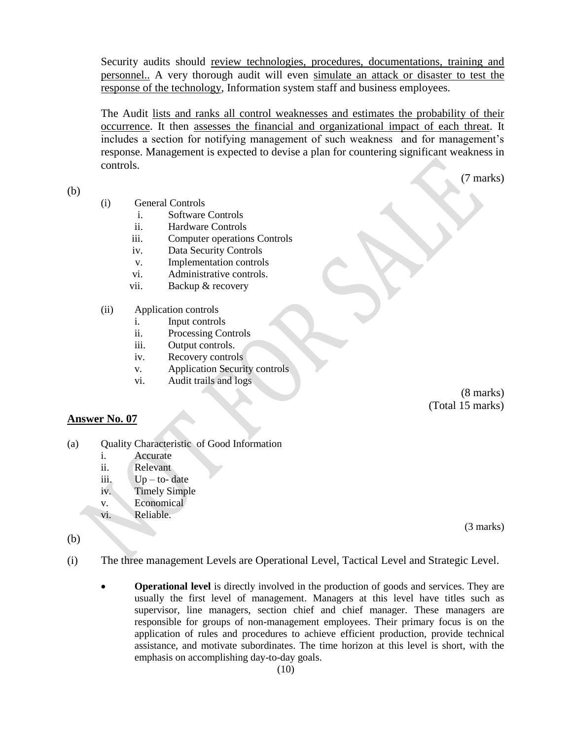Security audits should review technologies, procedures, documentations, training and personnel.. A very thorough audit will even simulate an attack or disaster to test the response of the technology, Information system staff and business employees.

The Audit lists and ranks all control weaknesses and estimates the probability of their occurrence. It then assesses the financial and organizational impact of each threat. It includes a section for notifying management of such weakness and for management's response. Management is expected to devise a plan for countering significant weakness in controls.

(7 marks)

(b)

(i) General Controls
   i. Software Controls
   ii. Hardware Controls
   iii. Computer operations Controls
   iv. Data Security Controls
   v. Implementation controls
   vi. Administrative controls.
   vii. Backup & recovery

(ii) Application controls
   i. Input controls
   ii. Processing Controls
   iii. Output controls.
   iv. Recovery controls
   v. Application Security controls
   vi. Audit trails and logs

(8 marks)
(Total 15 marks)

## Answer No. 07

(a) Quality Characteristic of Good Information
   i. Accurate
   ii. Relevant
   iii. Up – to- date
   iv. Timely Simple
   v. Economical
   vi. Reliable.

(3 marks)

(b)

(i) The three management Levels are Operational Level, Tactical Level and Strategic Level.

- **Operational level** is directly involved in the production of goods and services. They are usually the first level of management. Managers at this level have titles such as supervisor, line managers, section chief and chief manager. These managers are responsible for groups of non-management employees. Their primary focus is on the application of rules and procedures to achieve efficient production, provide technical assistance, and motivate subordinates. The time horizon at this level is short, with the emphasis on accomplishing day-to-day goals.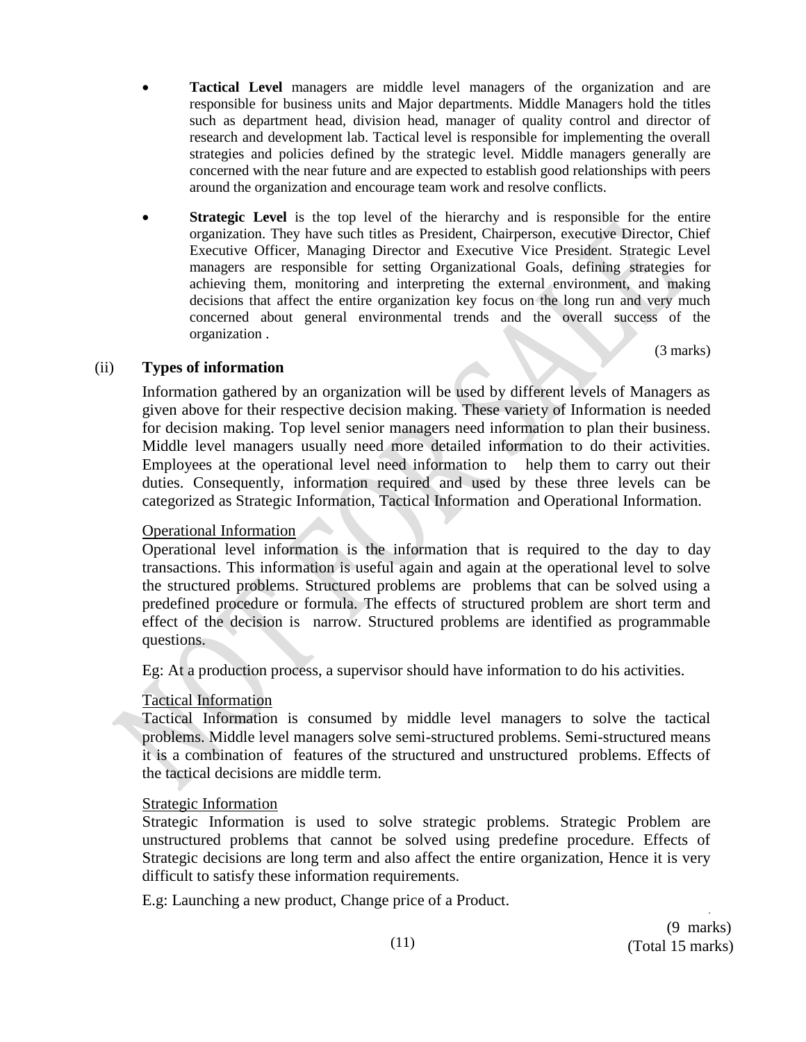- **Tactical Level** managers are middle level managers of the organization and are responsible for business units and Major departments. Middle Managers hold the titles such as department head, division head, manager of quality control and director of research and development lab. Tactical level is responsible for implementing the overall strategies and policies defined by the strategic level. Middle managers generally are concerned with the near future and are expected to establish good relationships with peers around the organization and encourage team work and resolve conflicts.

- **Strategic Level** is the top level of the hierarchy and is responsible for the entire organization. They have such titles as President, Chairperson, executive Director, Chief Executive Officer, Managing Director and Executive Vice President. Strategic Level managers are responsible for setting Organizational Goals, defining strategies for achieving them, monitoring and interpreting the external environment, and making decisions that affect the entire organization key focus on the long run and very much concerned about general environmental trends and the overall success of the organization .

(3 marks)

(ii) **Types of information**

Information gathered by an organization will be used by different levels of Managers as given above for their respective decision making. These variety of Information is needed for decision making. Top level senior managers need information to plan their business. Middle level managers usually need more detailed information to do their activities. Employees at the operational level need information to help them to carry out their duties. Consequently, information required and used by these three levels can be categorized as Strategic Information, Tactical Information and Operational Information.

<u>Operational Information</u>

Operational level information is the information that is required to the day to day transactions. This information is useful again and again at the operational level to solve the structured problems. Structured problems are problems that can be solved using a predefined procedure or formula. The effects of structured problem are short term and effect of the decision is narrow. Structured problems are identified as programmable questions.

Eg: At a production process, a supervisor should have information to do his activities.

<u>Tactical Information</u>

Tactical Information is consumed by middle level managers to solve the tactical problems. Middle level managers solve semi-structured problems. Semi-structured means it is a combination of features of the structured and unstructured problems. Effects of the tactical decisions are middle term.

<u>Strategic Information</u>

Strategic Information is used to solve strategic problems. Strategic Problem are unstructured problems that cannot be solved using predefine procedure. Effects of Strategic decisions are long term and also affect the entire organization, Hence it is very difficult to satisfy these information requirements.

E.g: Launching a new product, Change price of a Product.

(9 marks)
(Total 15 marks)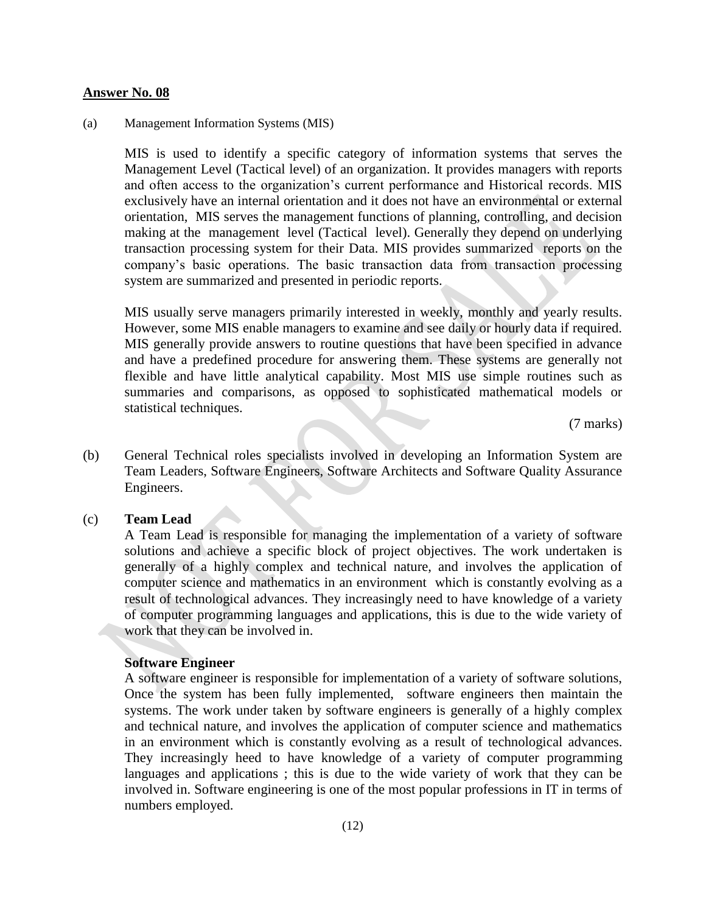**Answer No. 08**

(a) Management Information Systems (MIS)

MIS is used to identify a specific category of information systems that serves the Management Level (Tactical level) of an organization. It provides managers with reports and often access to the organization's current performance and Historical records. MIS exclusively have an internal orientation and it does not have an environmental or external orientation, MIS serves the management functions of planning, controlling, and decision making at the management level (Tactical level). Generally they depend on underlying transaction processing system for their Data. MIS provides summarized reports on the company's basic operations. The basic transaction data from transaction processing system are summarized and presented in periodic reports.

MIS usually serve managers primarily interested in weekly, monthly and yearly results. However, some MIS enable managers to examine and see daily or hourly data if required. MIS generally provide answers to routine questions that have been specified in advance and have a predefined procedure for answering them. These systems are generally not flexible and have little analytical capability. Most MIS use simple routines such as summaries and comparisons, as opposed to sophisticated mathematical models or statistical techniques.

(7 marks)

(b) General Technical roles specialists involved in developing an Information System are Team Leaders, Software Engineers, Software Architects and Software Quality Assurance Engineers.

(c) **Team Lead**

A Team Lead is responsible for managing the implementation of a variety of software solutions and achieve a specific block of project objectives. The work undertaken is generally of a highly complex and technical nature, and involves the application of computer science and mathematics in an environment which is constantly evolving as a result of technological advances. They increasingly need to have knowledge of a variety of computer programming languages and applications, this is due to the wide variety of work that they can be involved in.

**Software Engineer**

A software engineer is responsible for implementation of a variety of software solutions, Once the system has been fully implemented, software engineers then maintain the systems. The work under taken by software engineers is generally of a highly complex and technical nature, and involves the application of computer science and mathematics in an environment which is constantly evolving as a result of technological advances. They increasingly heed to have knowledge of a variety of computer programming languages and applications ; this is due to the wide variety of work that they can be involved in. Software engineering is one of the most popular professions in IT in terms of numbers employed.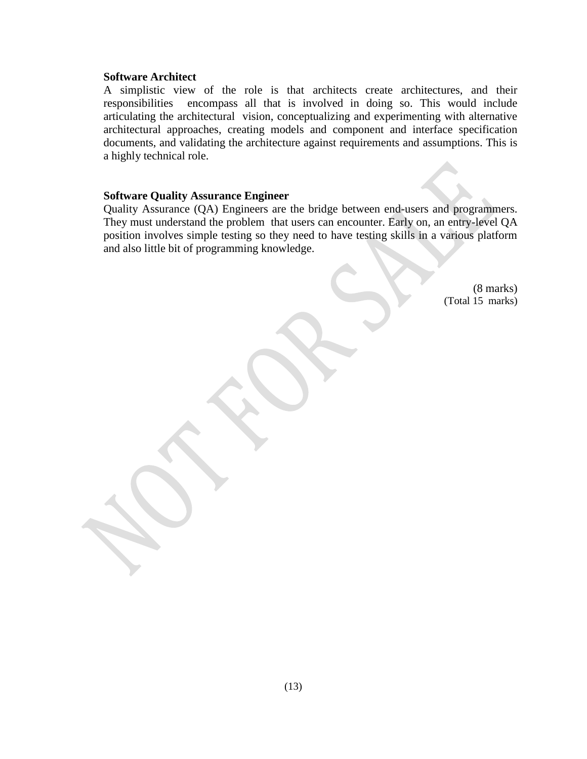**Software Architect**

A simplistic view of the role is that architects create architectures, and their responsibilities encompass all that is involved in doing so. This would include articulating the architectural vision, conceptualizing and experimenting with alternative architectural approaches, creating models and component and interface specification documents, and validating the architecture against requirements and assumptions. This is a highly technical role.

**Software Quality Assurance Engineer**

Quality Assurance (QA) Engineers are the bridge between end-users and programmers. They must understand the problem that users can encounter. Early on, an entry-level QA position involves simple testing so they need to have testing skills in a various platform and also little bit of programming knowledge.

(8 marks)
(Total 15 marks)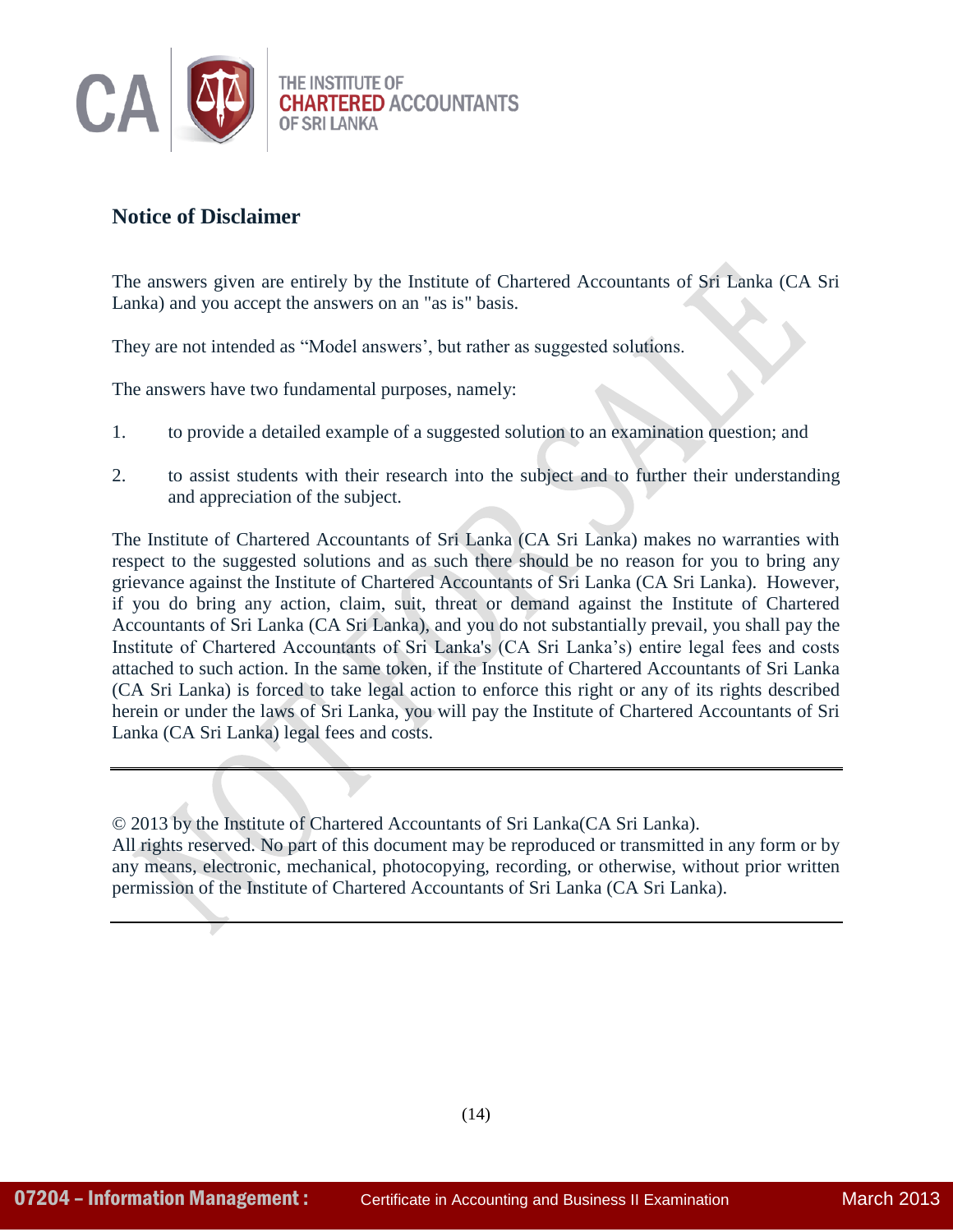## Notice of Disclaimer

The answers given are entirely by the Institute of Chartered Accountants of Sri Lanka (CA Sri Lanka) and you accept the answers on an "as is" basis.

They are not intended as “Model answers’, but rather as suggested solutions.

The answers have two fundamental purposes, namely:

1. to provide a detailed example of a suggested solution to an examination question; and

2. to assist students with their research into the subject and to further their understanding and appreciation of the subject.

The Institute of Chartered Accountants of Sri Lanka (CA Sri Lanka) makes no warranties with respect to the suggested solutions and as such there should be no reason for you to bring any grievance against the Institute of Chartered Accountants of Sri Lanka (CA Sri Lanka). However, if you do bring any action, claim, suit, threat or demand against the Institute of Chartered Accountants of Sri Lanka (CA Sri Lanka), and you do not substantially prevail, you shall pay the Institute of Chartered Accountants of Sri Lanka's (CA Sri Lanka’s) entire legal fees and costs attached to such action. In the same token, if the Institute of Chartered Accountants of Sri Lanka (CA Sri Lanka) is forced to take legal action to enforce this right or any of its rights described herein or under the laws of Sri Lanka, you will pay the Institute of Chartered Accountants of Sri Lanka (CA Sri Lanka) legal fees and costs.

---

© 2013 by the Institute of Chartered Accountants of Sri Lanka(CA Sri Lanka).
All rights reserved. No part of this document may be reproduced or transmitted in any form or by any means, electronic, mechanical, photocopying, recording, or otherwise, without prior written permission of the Institute of Chartered Accountants of Sri Lanka (CA Sri Lanka).

---